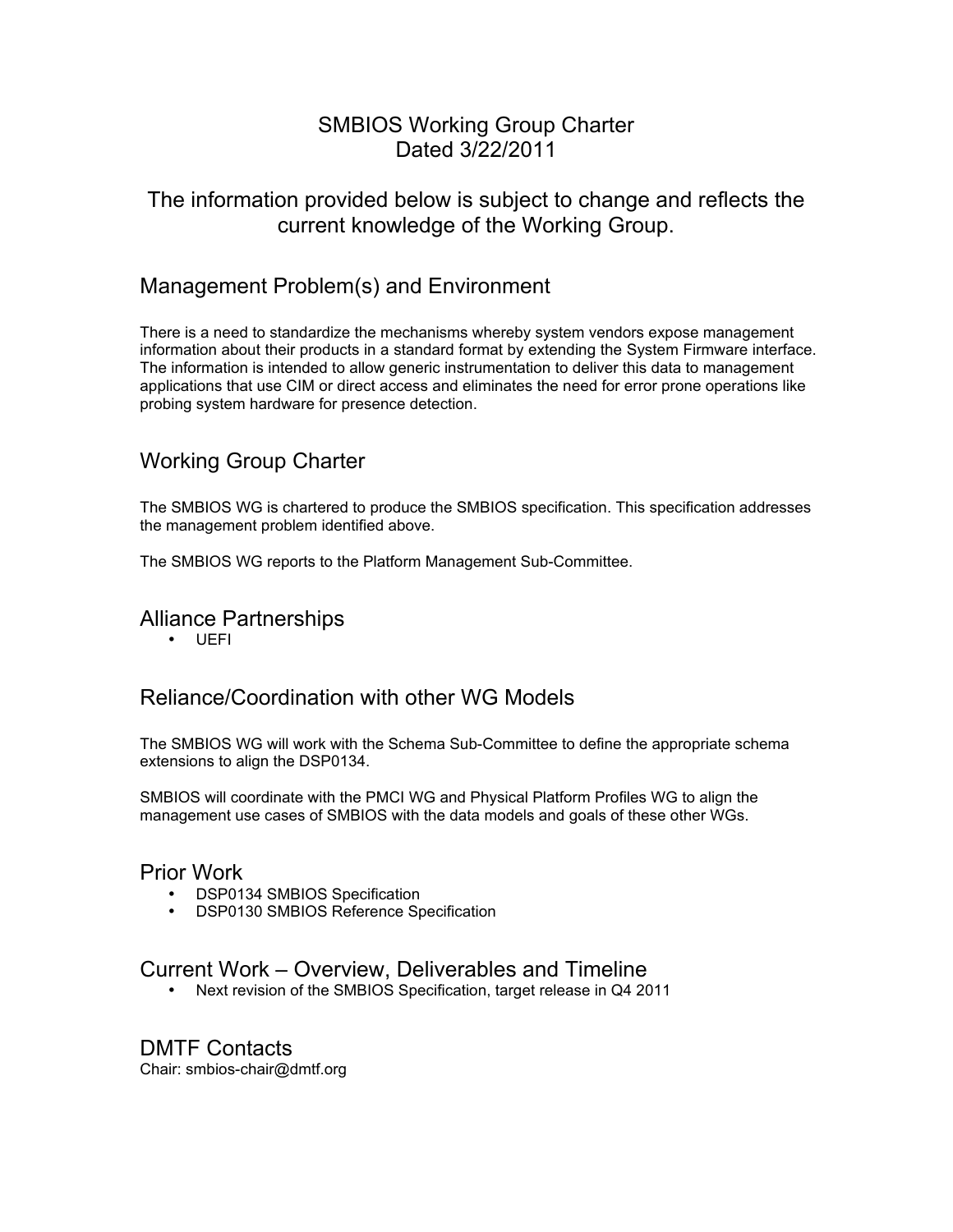# SMBIOS Working Group Charter
Dated 3/22/2011

The information provided below is subject to change and reflects the current knowledge of the Working Group.

## Management Problem(s) and Environment

There is a need to standardize the mechanisms whereby system vendors expose management information about their products in a standard format by extending the System Firmware interface. The information is intended to allow generic instrumentation to deliver this data to management applications that use CIM or direct access and eliminates the need for error prone operations like probing system hardware for presence detection.

## Working Group Charter

The SMBIOS WG is chartered to produce the SMBIOS specification. This specification addresses the management problem identified above.

The SMBIOS WG reports to the Platform Management Sub-Committee.

## Alliance Partnerships

- UEFI

## Reliance/Coordination with other WG Models

The SMBIOS WG will work with the Schema Sub-Committee to define the appropriate schema extensions to align the DSP0134.

SMBIOS will coordinate with the PMCI WG and Physical Platform Profiles WG to align the management use cases of SMBIOS with the data models and goals of these other WGs.

## Prior Work

- DSP0134 SMBIOS Specification
- DSP0130 SMBIOS Reference Specification

## Current Work – Overview, Deliverables and Timeline

- Next revision of the SMBIOS Specification, target release in Q4 2011

## DMTF Contacts

Chair: smbios-chair@dmtf.org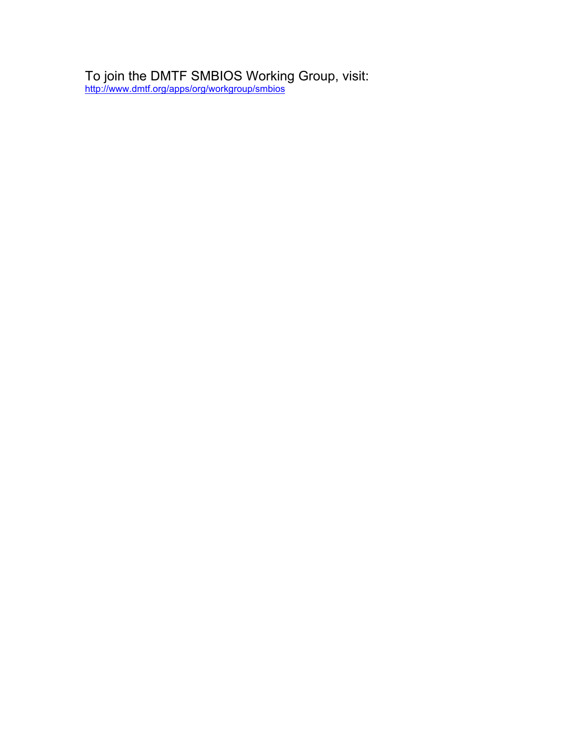To join the DMTF SMBIOS Working Group, visit:
http://www.dmtf.org/apps/org/workgroup/smbios